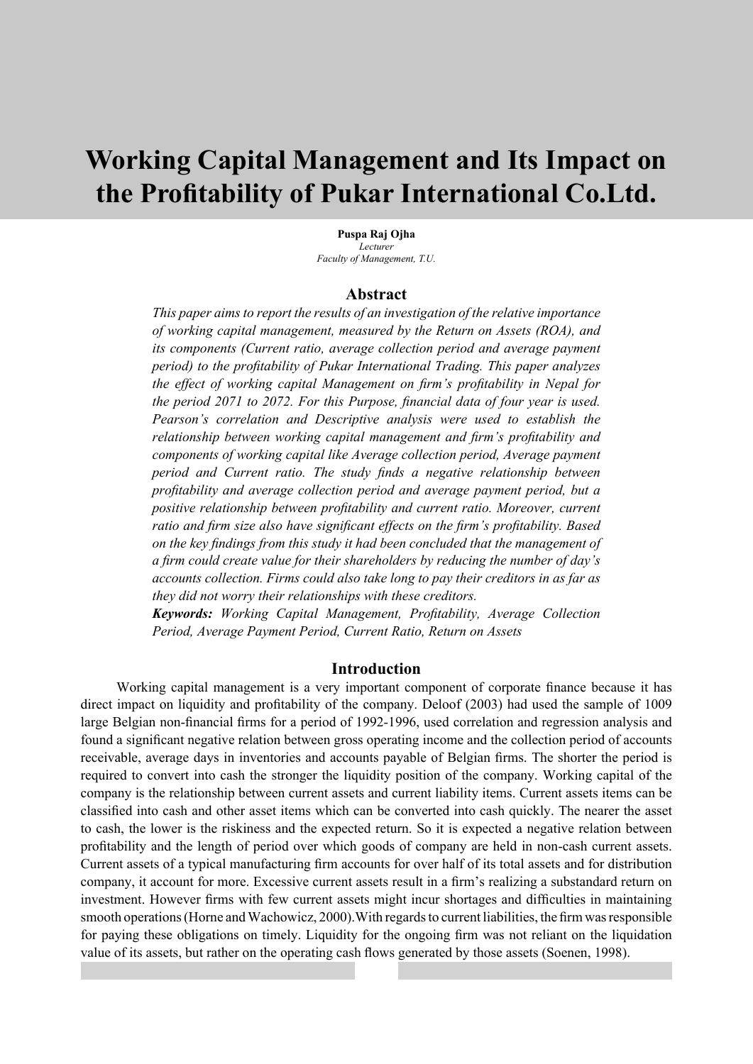# Working Capital Management and Its Impact on the Profitability of Pukar International Co.Ltd.

**Puspa Raj Ojha**
*Lecturer*
*Faculty of Management, T.U.*

## Abstract

*This paper aims to report the results of an investigation of the relative importance of working capital management, measured by the Return on Assets (ROA), and its components (Current ratio, average collection period and average payment period) to the profitability of Pukar International Trading. This paper analyzes the effect of working capital Management on firm's profitability in Nepal for the period 2071 to 2072. For this Purpose, financial data of four year is used. Pearson's correlation and Descriptive analysis were used to establish the relationship between working capital management and firm's profitability and components of working capital like Average collection period, Average payment period and Current ratio. The study finds a negative relationship between profitability and average collection period and average payment period, but a positive relationship between profitability and current ratio. Moreover, current ratio and firm size also have significant effects on the firm's profitability. Based on the key findings from this study it had been concluded that the management of a firm could create value for their shareholders by reducing the number of day's accounts collection. Firms could also take long to pay their creditors in as far as they did not worry their relationships with these creditors.*

***Keywords:*** *Working Capital Management, Profitability, Average Collection Period, Average Payment Period, Current Ratio, Return on Assets*

## Introduction

Working capital management is a very important component of corporate finance because it has direct impact on liquidity and profitability of the company. Deloof (2003) had used the sample of 1009 large Belgian non-financial firms for a period of 1992-1996, used correlation and regression analysis and found a significant negative relation between gross operating income and the collection period of accounts receivable, average days in inventories and accounts payable of Belgian firms. The shorter the period is required to convert into cash the stronger the liquidity position of the company. Working capital of the company is the relationship between current assets and current liability items. Current assets items can be classified into cash and other asset items which can be converted into cash quickly. The nearer the asset to cash, the lower is the riskiness and the expected return. So it is expected a negative relation between profitability and the length of period over which goods of company are held in non-cash current assets. Current assets of a typical manufacturing firm accounts for over half of its total assets and for distribution company, it account for more. Excessive current assets result in a firm's realizing a substandard return on investment. However firms with few current assets might incur shortages and difficulties in maintaining smooth operations (Horne and Wachowicz, 2000).With regards to current liabilities, the firm was responsible for paying these obligations on timely. Liquidity for the ongoing firm was not reliant on the liquidation value of its assets, but rather on the operating cash flows generated by those assets (Soenen, 1998).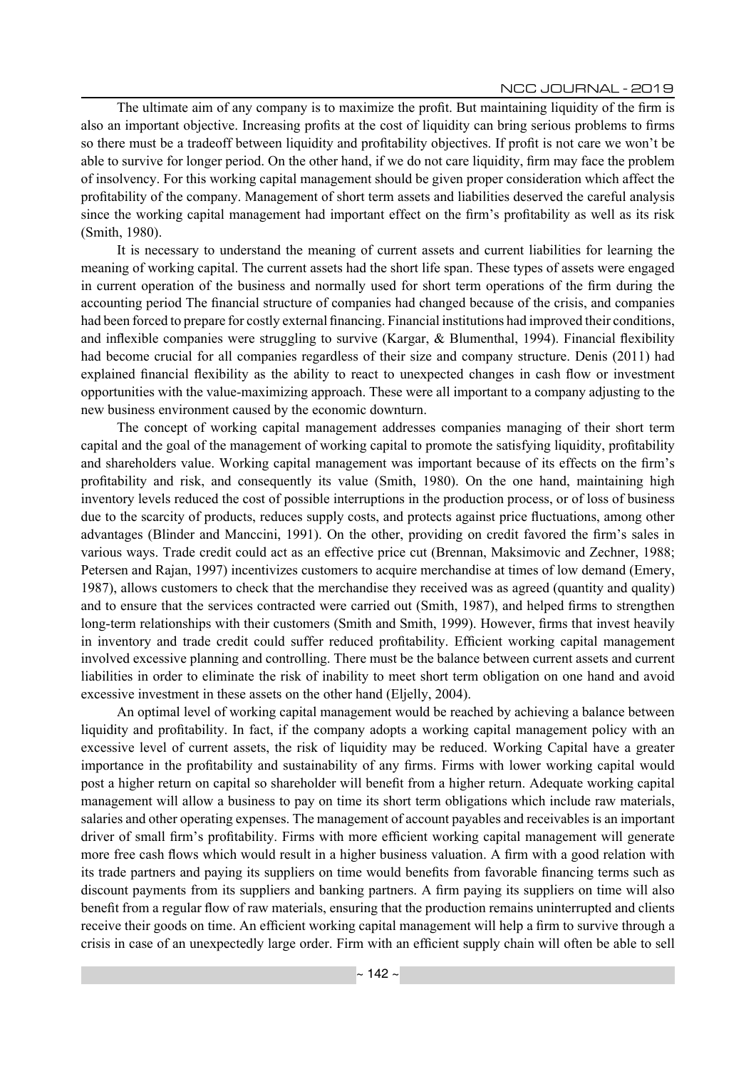The ultimate aim of any company is to maximize the profit. But maintaining liquidity of the firm is also an important objective. Increasing profits at the cost of liquidity can bring serious problems to firms so there must be a tradeoff between liquidity and profitability objectives. If profit is not care we won't be able to survive for longer period. On the other hand, if we do not care liquidity, firm may face the problem of insolvency. For this working capital management should be given proper consideration which affect the profitability of the company. Management of short term assets and liabilities deserved the careful analysis since the working capital management had important effect on the firm's profitability as well as its risk (Smith, 1980).

It is necessary to understand the meaning of current assets and current liabilities for learning the meaning of working capital. The current assets had the short life span. These types of assets were engaged in current operation of the business and normally used for short term operations of the firm during the accounting period The financial structure of companies had changed because of the crisis, and companies had been forced to prepare for costly external financing. Financial institutions had improved their conditions, and inflexible companies were struggling to survive (Kargar, & Blumenthal, 1994). Financial flexibility had become crucial for all companies regardless of their size and company structure. Denis (2011) had explained financial flexibility as the ability to react to unexpected changes in cash flow or investment opportunities with the value-maximizing approach. These were all important to a company adjusting to the new business environment caused by the economic downturn.

The concept of working capital management addresses companies managing of their short term capital and the goal of the management of working capital to promote the satisfying liquidity, profitability and shareholders value. Working capital management was important because of its effects on the firm's profitability and risk, and consequently its value (Smith, 1980). On the one hand, maintaining high inventory levels reduced the cost of possible interruptions in the production process, or of loss of business due to the scarcity of products, reduces supply costs, and protects against price fluctuations, among other advantages (Blinder and Manccini, 1991). On the other, providing on credit favored the firm's sales in various ways. Trade credit could act as an effective price cut (Brennan, Maksimovic and Zechner, 1988; Petersen and Rajan, 1997) incentivizes customers to acquire merchandise at times of low demand (Emery, 1987), allows customers to check that the merchandise they received was as agreed (quantity and quality) and to ensure that the services contracted were carried out (Smith, 1987), and helped firms to strengthen long-term relationships with their customers (Smith and Smith, 1999). However, firms that invest heavily in inventory and trade credit could suffer reduced profitability. Efficient working capital management involved excessive planning and controlling. There must be the balance between current assets and current liabilities in order to eliminate the risk of inability to meet short term obligation on one hand and avoid excessive investment in these assets on the other hand (Eljelly, 2004).

An optimal level of working capital management would be reached by achieving a balance between liquidity and profitability. In fact, if the company adopts a working capital management policy with an excessive level of current assets, the risk of liquidity may be reduced. Working Capital have a greater importance in the profitability and sustainability of any firms. Firms with lower working capital would post a higher return on capital so shareholder will benefit from a higher return. Adequate working capital management will allow a business to pay on time its short term obligations which include raw materials, salaries and other operating expenses. The management of account payables and receivables is an important driver of small firm's profitability. Firms with more efficient working capital management will generate more free cash flows which would result in a higher business valuation. A firm with a good relation with its trade partners and paying its suppliers on time would benefits from favorable financing terms such as discount payments from its suppliers and banking partners. A firm paying its suppliers on time will also benefit from a regular flow of raw materials, ensuring that the production remains uninterrupted and clients receive their goods on time. An efficient working capital management will help a firm to survive through a crisis in case of an unexpectedly large order. Firm with an efficient supply chain will often be able to sell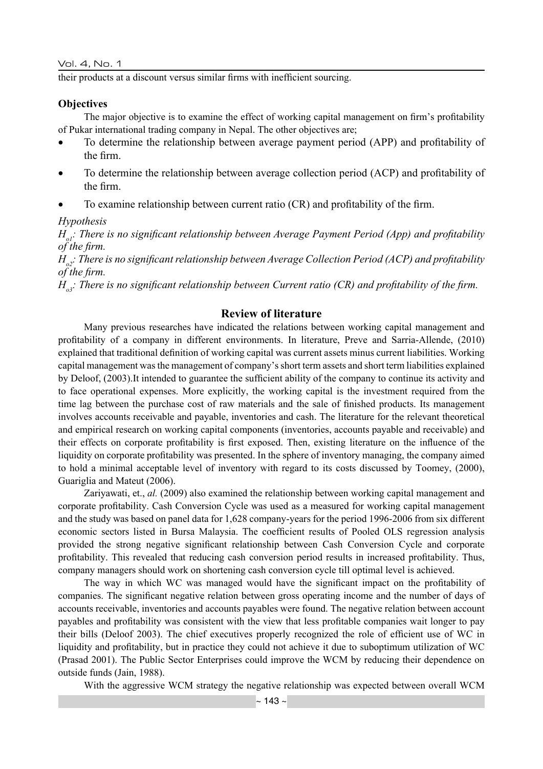their products at a discount versus similar firms with inefficient sourcing.

**Objectives**

The major objective is to examine the effect of working capital management on firm's profitability of Pukar international trading company in Nepal. The other objectives are;

- To determine the relationship between average payment period (APP) and profitability of the firm.
- To determine the relationship between average collection period (ACP) and profitability of the firm.
- To examine relationship between current ratio (CR) and profitability of the firm.

*Hypothesis*

*$H_{o1}$: There is no significant relationship between Average Payment Period (App) and profitability of the firm.*

*$H_{o2}$: There is no significant relationship between Average Collection Period (ACP) and profitability of the firm.*

*$H_{o3}$: There is no significant relationship between Current ratio (CR) and profitability of the firm.*

## Review of literature

Many previous researches have indicated the relations between working capital management and profitability of a company in different environments. In literature, Preve and Sarria-Allende, (2010) explained that traditional definition of working capital was current assets minus current liabilities. Working capital management was the management of company's short term assets and short term liabilities explained by Deloof, (2003).It intended to guarantee the sufficient ability of the company to continue its activity and to face operational expenses. More explicitly, the working capital is the investment required from the time lag between the purchase cost of raw materials and the sale of finished products. Its management involves accounts receivable and payable, inventories and cash. The literature for the relevant theoretical and empirical research on working capital components (inventories, accounts payable and receivable) and their effects on corporate profitability is first exposed. Then, existing literature on the influence of the liquidity on corporate profitability was presented. In the sphere of inventory managing, the company aimed to hold a minimal acceptable level of inventory with regard to its costs discussed by Toomey, (2000), Guariglia and Mateut (2006).

Zariyawati, et., *al.* (2009) also examined the relationship between working capital management and corporate profitability. Cash Conversion Cycle was used as a measured for working capital management and the study was based on panel data for 1,628 company-years for the period 1996-2006 from six different economic sectors listed in Bursa Malaysia. The coefficient results of Pooled OLS regression analysis provided the strong negative significant relationship between Cash Conversion Cycle and corporate profitability. This revealed that reducing cash conversion period results in increased profitability. Thus, company managers should work on shortening cash conversion cycle till optimal level is achieved.

The way in which WC was managed would have the significant impact on the profitability of companies. The significant negative relation between gross operating income and the number of days of accounts receivable, inventories and accounts payables were found. The negative relation between account payables and profitability was consistent with the view that less profitable companies wait longer to pay their bills (Deloof 2003). The chief executives properly recognized the role of efficient use of WC in liquidity and profitability, but in practice they could not achieve it due to suboptimum utilization of WC (Prasad 2001). The Public Sector Enterprises could improve the WCM by reducing their dependence on outside funds (Jain, 1988).

With the aggressive WCM strategy the negative relationship was expected between overall WCM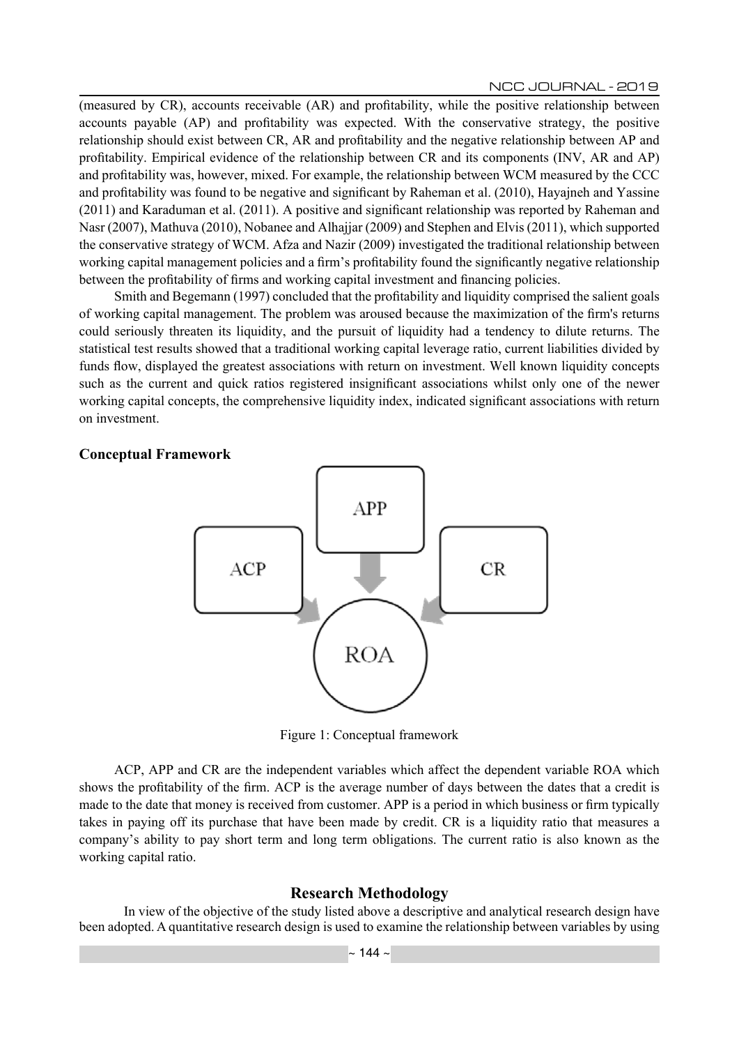(measured by CR), accounts receivable (AR) and profitability, while the positive relationship between accounts payable (AP) and profitability was expected. With the conservative strategy, the positive relationship should exist between CR, AR and profitability and the negative relationship between AP and profitability. Empirical evidence of the relationship between CR and its components (INV, AR and AP) and profitability was, however, mixed. For example, the relationship between WCM measured by the CCC and profitability was found to be negative and significant by Raheman et al. (2010), Hayajneh and Yassine (2011) and Karaduman et al. (2011). A positive and significant relationship was reported by Raheman and Nasr (2007), Mathuva (2010), Nobanee and Alhajjar (2009) and Stephen and Elvis (2011), which supported the conservative strategy of WCM. Afza and Nazir (2009) investigated the traditional relationship between working capital management policies and a firm's profitability found the significantly negative relationship between the profitability of firms and working capital investment and financing policies.

Smith and Begemann (1997) concluded that the profitability and liquidity comprised the salient goals of working capital management. The problem was aroused because the maximization of the firm's returns could seriously threaten its liquidity, and the pursuit of liquidity had a tendency to dilute returns. The statistical test results showed that a traditional working capital leverage ratio, current liabilities divided by funds flow, displayed the greatest associations with return on investment. Well known liquidity concepts such as the current and quick ratios registered insignificant associations whilst only one of the newer working capital concepts, the comprehensive liquidity index, indicated significant associations with return on investment.

**Conceptual Framework**

APP

ACP

CR

ROA

Figure 1: Conceptual framework

ACP, APP and CR are the independent variables which affect the dependent variable ROA which shows the profitability of the firm. ACP is the average number of days between the dates that a credit is made to the date that money is received from customer. APP is a period in which business or firm typically takes in paying off its purchase that have been made by credit. CR is a liquidity ratio that measures a company's ability to pay short term and long term obligations. The current ratio is also known as the working capital ratio.

## Research Methodology

In view of the objective of the study listed above a descriptive and analytical research design have been adopted. A quantitative research design is used to examine the relationship between variables by using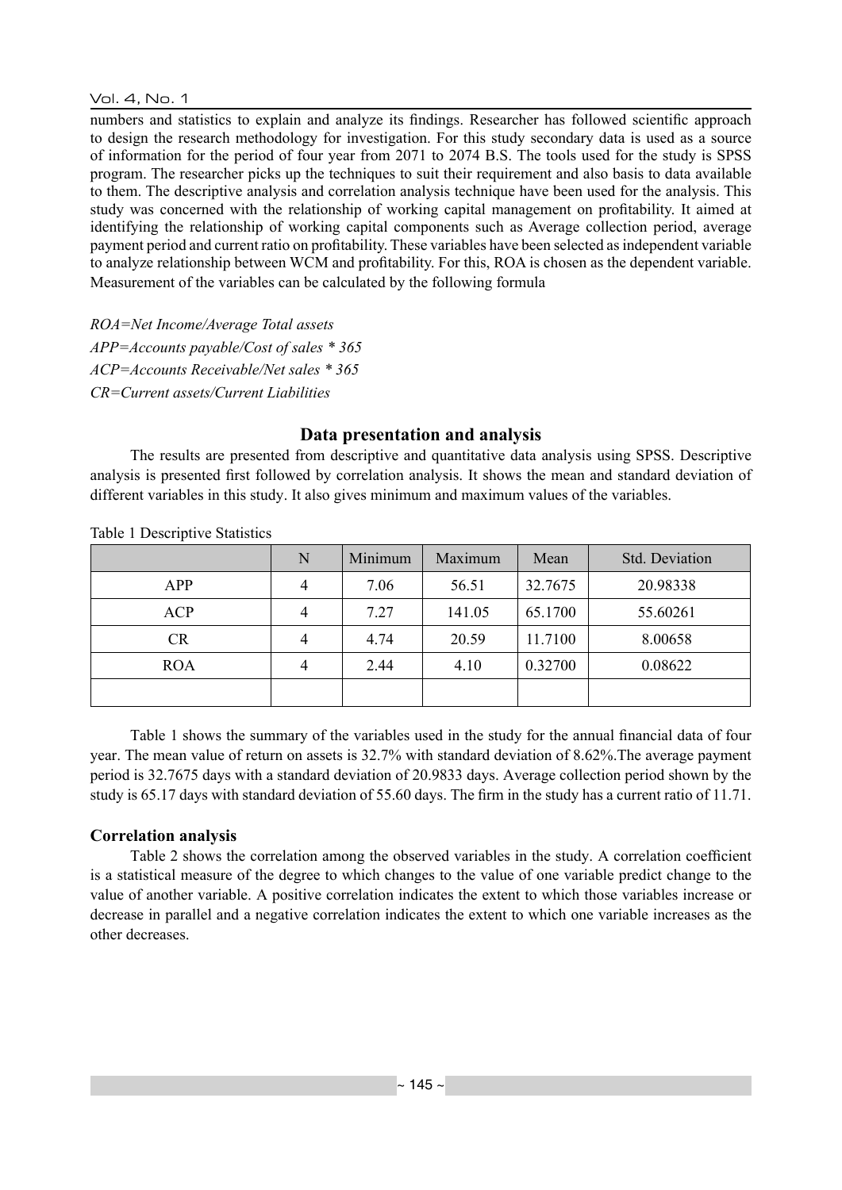numbers and statistics to explain and analyze its findings. Researcher has followed scientific approach to design the research methodology for investigation. For this study secondary data is used as a source of information for the period of four year from 2071 to 2074 B.S. The tools used for the study is SPSS program. The researcher picks up the techniques to suit their requirement and also basis to data available to them. The descriptive analysis and correlation analysis technique have been used for the analysis. This study was concerned with the relationship of working capital management on profitability. It aimed at identifying the relationship of working capital components such as Average collection period, average payment period and current ratio on profitability. These variables have been selected as independent variable to analyze relationship between WCM and profitability. For this, ROA is chosen as the dependent variable. Measurement of the variables can be calculated by the following formula

*ROA=Net Income/Average Total assets*
*APP=Accounts payable/Cost of sales * 365*
*ACP=Accounts Receivable/Net sales * 365*
*CR=Current assets/Current Liabilities*

## Data presentation and analysis

The results are presented from descriptive and quantitative data analysis using SPSS. Descriptive analysis is presented first followed by correlation analysis. It shows the mean and standard deviation of different variables in this study. It also gives minimum and maximum values of the variables.

Table 1 Descriptive Statistics

| | N | Minimum | Maximum | Mean | Std. Deviation |
|---|---|---|---|---|---|
| APP | 4 | 7.06 | 56.51 | 32.7675 | 20.98338 |
| ACP | 4 | 7.27 | 141.05 | 65.1700 | 55.60261 |
| CR | 4 | 4.74 | 20.59 | 11.7100 | 8.00658 |
| ROA | 4 | 2.44 | 4.10 | 0.32700 | 0.08622 |
| | | | | | |

Table 1 shows the summary of the variables used in the study for the annual financial data of four year. The mean value of return on assets is 32.7% with standard deviation of 8.62%.The average payment period is 32.7675 days with a standard deviation of 20.9833 days. Average collection period shown by the study is 65.17 days with standard deviation of 55.60 days. The firm in the study has a current ratio of 11.71.

### Correlation analysis

Table 2 shows the correlation among the observed variables in the study. A correlation coefficient is a statistical measure of the degree to which changes to the value of one variable predict change to the value of another variable. A positive correlation indicates the extent to which those variables increase or decrease in parallel and a negative correlation indicates the extent to which one variable increases as the other decreases.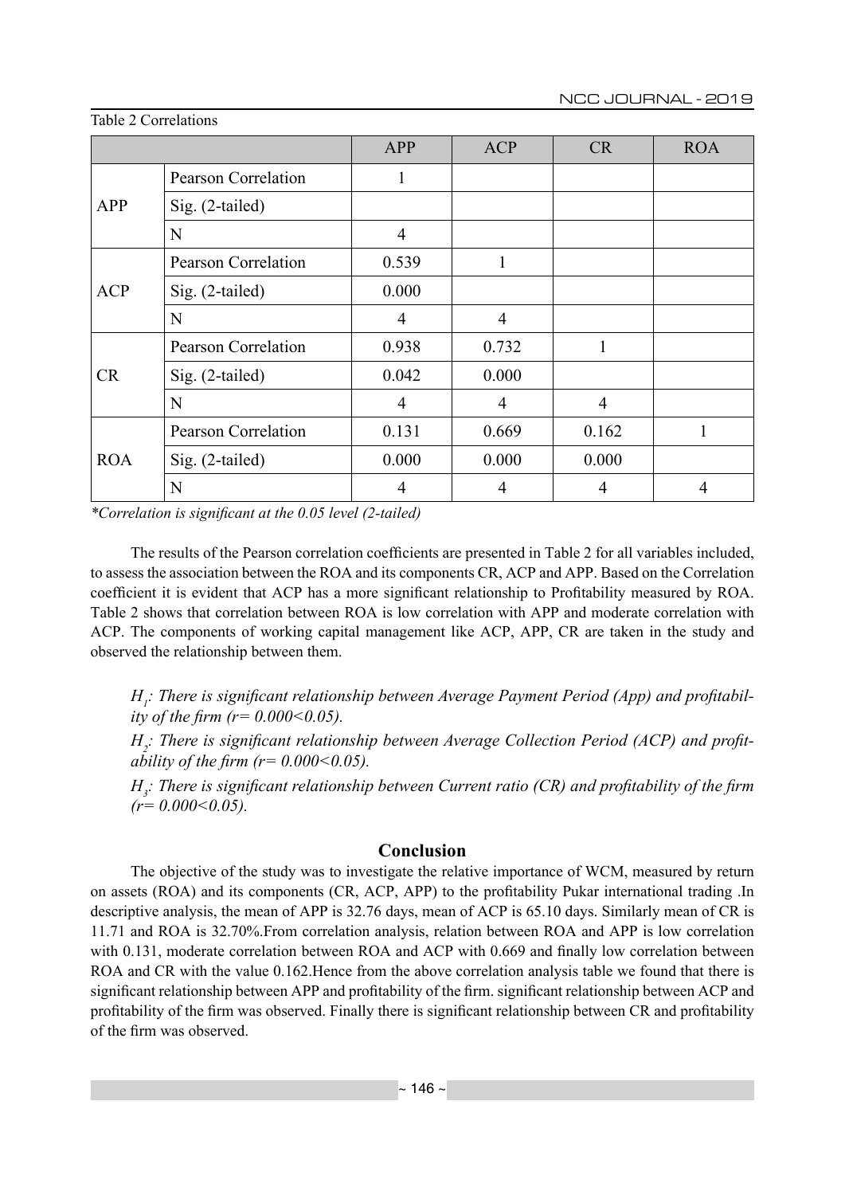Table 2 Correlations

| | | APP | ACP | CR | ROA |
|---|---|---|---|---|---|
| APP | Pearson Correlation | 1 | | | |
| | Sig. (2-tailed) | | | | |
| | N | 4 | | | |
| ACP | Pearson Correlation | 0.539 | 1 | | |
| | Sig. (2-tailed) | 0.000 | | | |
| | N | 4 | 4 | | |
| CR | Pearson Correlation | 0.938 | 0.732 | 1 | |
| | Sig. (2-tailed) | 0.042 | 0.000 | | |
| | N | 4 | 4 | 4 | |
| ROA | Pearson Correlation | 0.131 | 0.669 | 0.162 | 1 |
| | Sig. (2-tailed) | 0.000 | 0.000 | 0.000 | |
| | N | 4 | 4 | 4 | 4 |

*\*Correlation is significant at the 0.05 level (2-tailed)*

The results of the Pearson correlation coefficients are presented in Table 2 for all variables included, to assess the association between the ROA and its components CR, ACP and APP. Based on the Correlation coefficient it is evident that ACP has a more significant relationship to Profitability measured by ROA. Table 2 shows that correlation between ROA is low correlation with APP and moderate correlation with ACP. The components of working capital management like ACP, APP, CR are taken in the study and observed the relationship between them.

*$H_1$: There is significant relationship between Average Payment Period (App) and profitability of the firm ($r= 0.000<0.05$).*

*$H_2$: There is significant relationship between Average Collection Period (ACP) and profitability of the firm ($r= 0.000<0.05$).*

*$H_3$: There is significant relationship between Current ratio (CR) and profitability of the firm ($r= 0.000<0.05$).*

## Conclusion

The objective of the study was to investigate the relative importance of WCM, measured by return on assets (ROA) and its components (CR, ACP, APP) to the profitability Pukar international trading .In descriptive analysis, the mean of APP is 32.76 days, mean of ACP is 65.10 days. Similarly mean of CR is 11.71 and ROA is 32.70%.From correlation analysis, relation between ROA and APP is low correlation with 0.131, moderate correlation between ROA and ACP with 0.669 and finally low correlation between ROA and CR with the value 0.162.Hence from the above correlation analysis table we found that there is significant relationship between APP and profitability of the firm. significant relationship between ACP and profitability of the firm was observed. Finally there is significant relationship between CR and profitability of the firm was observed.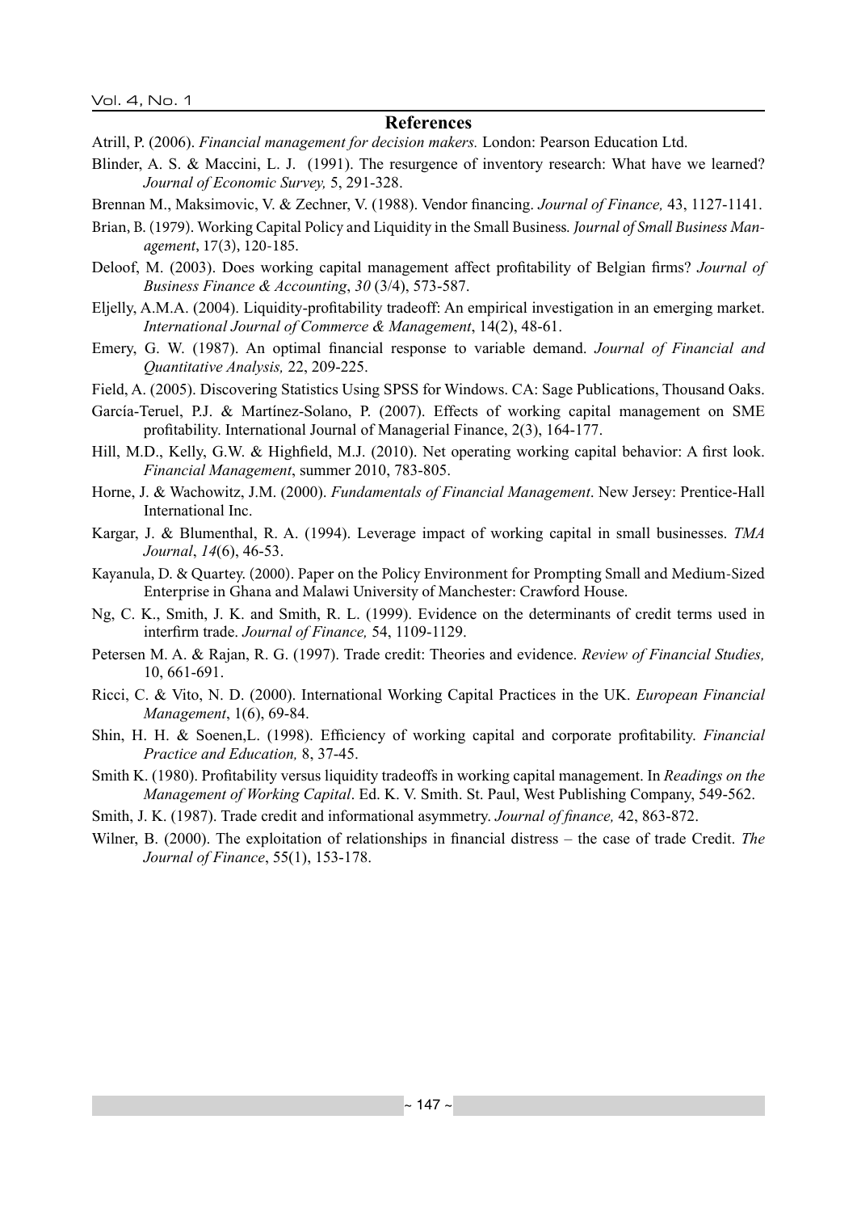## References

Atrill, P. (2006). *Financial management for decision makers.* London: Pearson Education Ltd.

Blinder, A. S. & Maccini, L. J. (1991). The resurgence of inventory research: What have we learned? *Journal of Economic Survey,* 5, 291-328.

Brennan M., Maksimovic, V. & Zechner, V. (1988). Vendor financing. *Journal of Finance,* 43, 1127-1141.

Brian, B. (1979). Working Capital Policy and Liquidity in the Small Business. *Journal of Small Business Management*, 17(3), 120-185.

Deloof, M. (2003). Does working capital management affect profitability of Belgian firms? *Journal of Business Finance & Accounting*, *30* (3/4), 573-587.

Eljelly, A.M.A. (2004). Liquidity-profitability tradeoff: An empirical investigation in an emerging market. *International Journal of Commerce & Management*, 14(2), 48-61.

Emery, G. W. (1987). An optimal financial response to variable demand. *Journal of Financial and Quantitative Analysis,* 22, 209-225.

Field, A. (2005). Discovering Statistics Using SPSS for Windows. CA: Sage Publications, Thousand Oaks.

García-Teruel, P.J. & Martínez-Solano, P. (2007). Effects of working capital management on SME profitability. International Journal of Managerial Finance, 2(3), 164-177.

Hill, M.D., Kelly, G.W. & Highfield, M.J. (2010). Net operating working capital behavior: A first look. *Financial Management*, summer 2010, 783-805.

Horne, J. & Wachowitz, J.M. (2000). *Fundamentals of Financial Management*. New Jersey: Prentice-Hall International Inc.

Kargar, J. & Blumenthal, R. A. (1994). Leverage impact of working capital in small businesses. *TMA Journal*, *14*(6), 46-53.

Kayanula, D. & Quartey. (2000). Paper on the Policy Environment for Prompting Small and Medium-Sized Enterprise in Ghana and Malawi University of Manchester: Crawford House.

Ng, C. K., Smith, J. K. and Smith, R. L. (1999). Evidence on the determinants of credit terms used in interfirm trade. *Journal of Finance,* 54, 1109-1129.

Petersen M. A. & Rajan, R. G. (1997). Trade credit: Theories and evidence. *Review of Financial Studies,* 10, 661-691.

Ricci, C. & Vito, N. D. (2000). International Working Capital Practices in the UK. *European Financial Management*, 1(6), 69-84.

Shin, H. H. & Soenen,L. (1998). Efficiency of working capital and corporate profitability. *Financial Practice and Education,* 8, 37-45.

Smith K. (1980). Profitability versus liquidity tradeoffs in working capital management. In *Readings on the Management of Working Capital*. Ed. K. V. Smith. St. Paul, West Publishing Company, 549-562.

Smith, J. K. (1987). Trade credit and informational asymmetry. *Journal of finance,* 42, 863-872.

Wilner, B. (2000). The exploitation of relationships in financial distress – the case of trade Credit. *The Journal of Finance*, 55(1), 153-178.